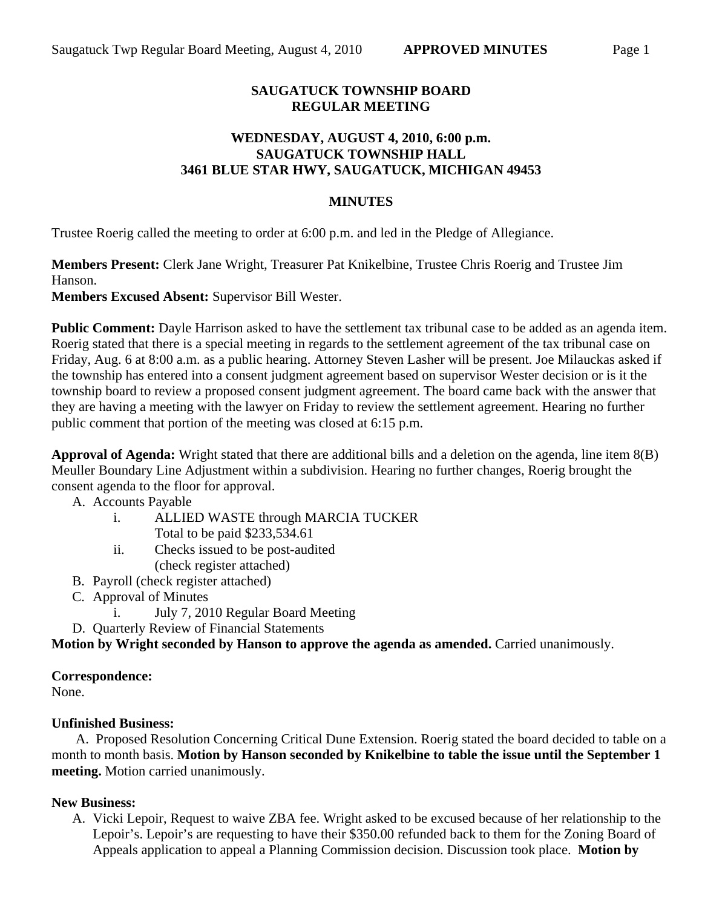# SAUGATUCK TOWNSHIP BOARD
# REGULAR MEETING

## WEDNESDAY, AUGUST 4, 2010, 6:00 p.m.
## SAUGATUCK TOWNSHIP HALL
## 3461 BLUE STAR HWY, SAUGATUCK, MICHIGAN 49453

## MINUTES

Trustee Roerig called the meeting to order at 6:00 p.m. and led in the Pledge of Allegiance.

**Members Present:** Clerk Jane Wright, Treasurer Pat Knikelbine, Trustee Chris Roerig and Trustee Jim Hanson.
**Members Excused Absent:** Supervisor Bill Wester.

**Public Comment:** Dayle Harrison asked to have the settlement tax tribunal case to be added as an agenda item. Roerig stated that there is a special meeting in regards to the settlement agreement of the tax tribunal case on Friday, Aug. 6 at 8:00 a.m. as a public hearing. Attorney Steven Lasher will be present. Joe Milauckas asked if the township has entered into a consent judgment agreement based on supervisor Wester decision or is it the township board to review a proposed consent judgment agreement. The board came back with the answer that they are having a meeting with the lawyer on Friday to review the settlement agreement. Hearing no further public comment that portion of the meeting was closed at 6:15 p.m.

**Approval of Agenda:** Wright stated that there are additional bills and a deletion on the agenda, line item 8(B) Meuller Boundary Line Adjustment within a subdivision. Hearing no further changes, Roerig brought the consent agenda to the floor for approval.

A. Accounts Payable
   - i. ALLIED WASTE through MARCIA TUCKER
     Total to be paid $233,534.61
   - ii. Checks issued to be post-audited
     (check register attached)

B. Payroll (check register attached)

C. Approval of Minutes
   - i. July 7, 2010 Regular Board Meeting

D. Quarterly Review of Financial Statements

**Motion by Wright seconded by Hanson to approve the agenda as amended.** Carried unanimously.

**Correspondence:**
None.

**Unfinished Business:**
A. Proposed Resolution Concerning Critical Dune Extension. Roerig stated the board decided to table on a month to month basis. **Motion by Hanson seconded by Knikelbine to table the issue until the September 1 meeting.** Motion carried unanimously.

**New Business:**

A. Vicki Lepoir, Request to waive ZBA fee. Wright asked to be excused because of her relationship to the Lepoir's. Lepoir's are requesting to have their $350.00 refunded back to them for the Zoning Board of Appeals application to appeal a Planning Commission decision. Discussion took place. **Motion by**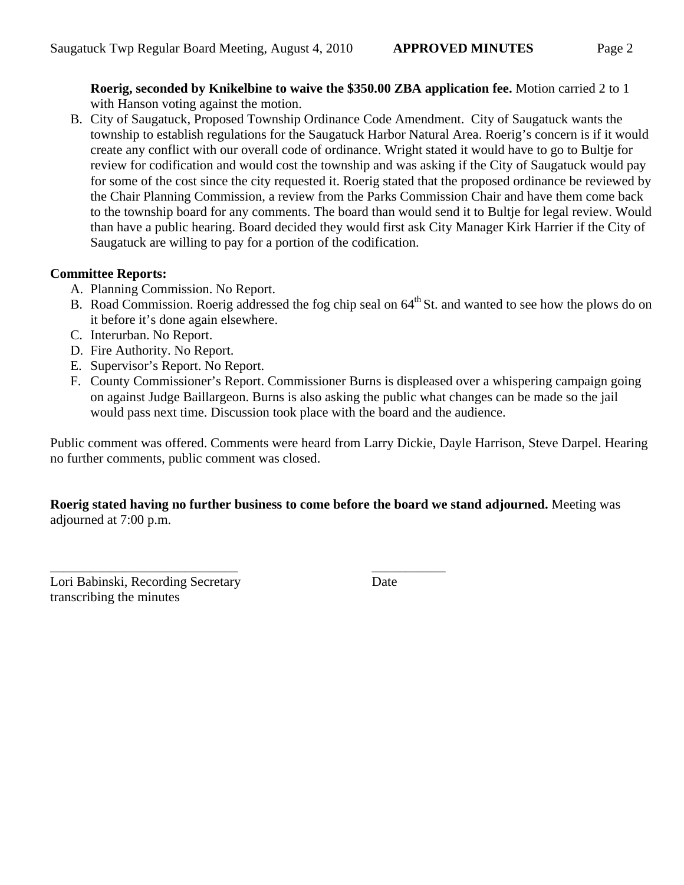**Roerig, seconded by Knikelbine to waive the $350.00 ZBA application fee.** Motion carried 2 to 1 with Hanson voting against the motion.

B. City of Saugatuck, Proposed Township Ordinance Code Amendment. City of Saugatuck wants the township to establish regulations for the Saugatuck Harbor Natural Area. Roerig's concern is if it would create any conflict with our overall code of ordinance. Wright stated it would have to go to Bultje for review for codification and would cost the township and was asking if the City of Saugatuck would pay for some of the cost since the city requested it. Roerig stated that the proposed ordinance be reviewed by the Chair Planning Commission, a review from the Parks Commission Chair and have them come back to the township board for any comments. The board than would send it to Bultje for legal review. Would than have a public hearing. Board decided they would first ask City Manager Kirk Harrier if the City of Saugatuck are willing to pay for a portion of the codification.

**Committee Reports:**

A. Planning Commission. No Report.
B. Road Commission. Roerig addressed the fog chip seal on 64th St. and wanted to see how the plows do on it before it's done again elsewhere.
C. Interurban. No Report.
D. Fire Authority. No Report.
E. Supervisor's Report. No Report.
F. County Commissioner's Report. Commissioner Burns is displeased over a whispering campaign going on against Judge Baillargeon. Burns is also asking the public what changes can be made so the jail would pass next time. Discussion took place with the board and the audience.

Public comment was offered. Comments were heard from Larry Dickie, Dayle Harrison, Steve Darpel. Hearing no further comments, public comment was closed.

**Roerig stated having no further business to come before the board we stand adjourned.** Meeting was adjourned at 7:00 p.m.

\_\_\_\_\_\_\_\_\_\_\_\_\_\_\_\_\_\_\_\_\_\_\_\_\_\_\_\_ \_\_\_\_\_\_\_\_\_\_\_

Lori Babinski, Recording Secretary Date
transcribing the minutes